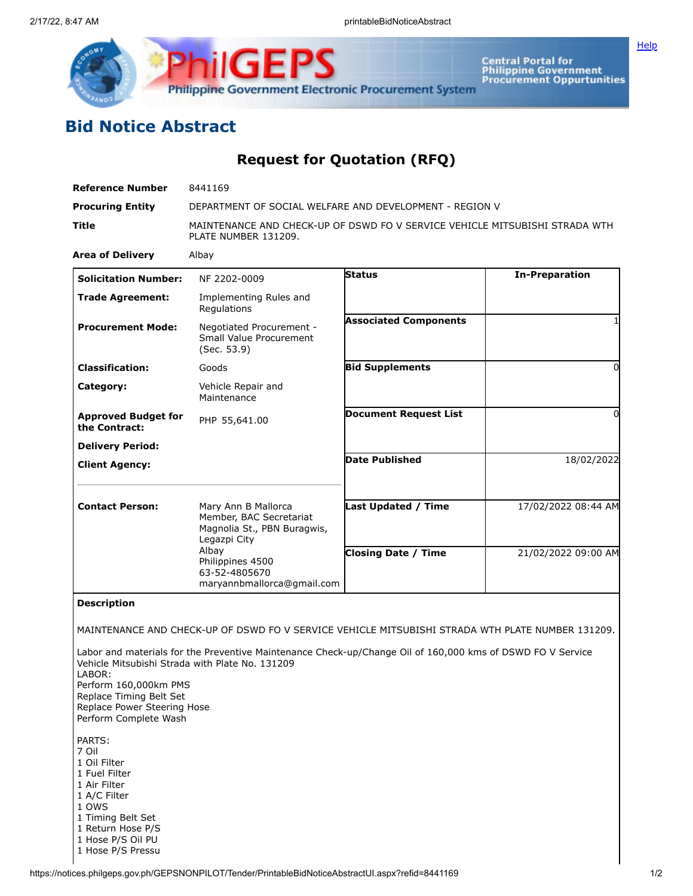# Bid Notice Abstract

## Request for Quotation (RFQ)

| | |
|---|---|
| **Reference Number** | 8441169 |
| **Procuring Entity** | DEPARTMENT OF SOCIAL WELFARE AND DEVELOPMENT - REGION V |
| **Title** | MAINTENANCE AND CHECK-UP OF DSWD FO V SERVICE VEHICLE MITSUBISHI STRADA WTH PLATE NUMBER 131209. |
| **Area of Delivery** | Albay |

| | | | |
|---|---|---|---|
| **Solicitation Number:** | NF 2202-0009 | **Status** | In-Preparation |
| **Trade Agreement:** | Implementing Rules and Regulations | | |
| **Procurement Mode:** | Negotiated Procurement - Small Value Procurement (Sec. 53.9) | **Associated Components** | 1 |
| **Classification:** | Goods | **Bid Supplements** | 0 |
| **Category:** | Vehicle Repair and Maintenance | | |
| **Approved Budget for the Contract:** | PHP 55,641.00 | **Document Request List** | 0 |
| **Delivery Period:** | | | |
| **Client Agency:** | | **Date Published** | 18/02/2022 |
| **Contact Person:** | Mary Ann B Mallorca<br>Member, BAC Secretariat<br>Magnolia St., PBN Buragwis, Legazpi City<br>Albay<br>Philippines 4500<br>63-52-4805670<br>maryannbmallorca@gmail.com | **Last Updated / Time** | 17/02/2022 08:44 AM |
| | | **Closing Date / Time** | 21/02/2022 09:00 AM |

**Description**

MAINTENANCE AND CHECK-UP OF DSWD FO V SERVICE VEHICLE MITSUBISHI STRADA WTH PLATE NUMBER 131209.

Labor and materials for the Preventive Maintenance Check-up/Change Oil of 160,000 kms of DSWD FO V Service Vehicle Mitsubishi Strada with Plate No. 131209
LABOR:
Perform 160,000km PMS
Replace Timing Belt Set
Replace Power Steering Hose
Perform Complete Wash

PARTS:
7 Oil
1 Oil Filter
1 Fuel Filter
1 Air Filter
1 A/C Filter
1 OWS
1 Timing Belt Set
1 Return Hose P/S
1 Hose P/S Oil PU
1 Hose P/S Pressu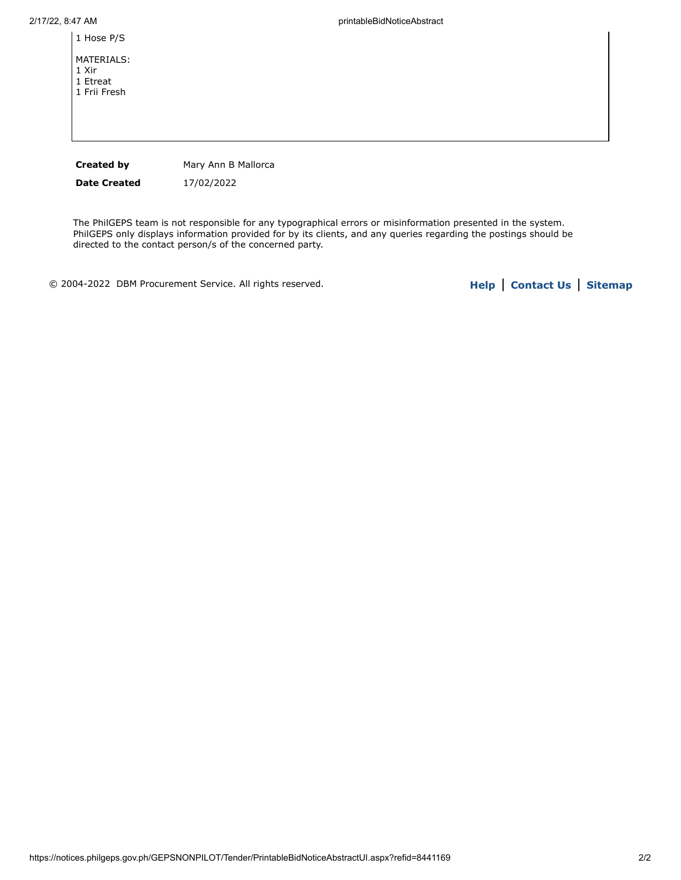1 Hose P/S

MATERIALS:
1 Xir
1 Etreat
1 Frii Fresh

| | |
|---|---|
| **Created by** | Mary Ann B Mallorca |
| **Date Created** | 17/02/2022 |

The PhilGEPS team is not responsible for any typographical errors or misinformation presented in the system. PhilGEPS only displays information provided for by its clients, and any queries regarding the postings should be directed to the contact person/s of the concerned party.

© 2004-2022 DBM Procurement Service. All rights reserved.

**Help** | **Contact Us** | **Sitemap**